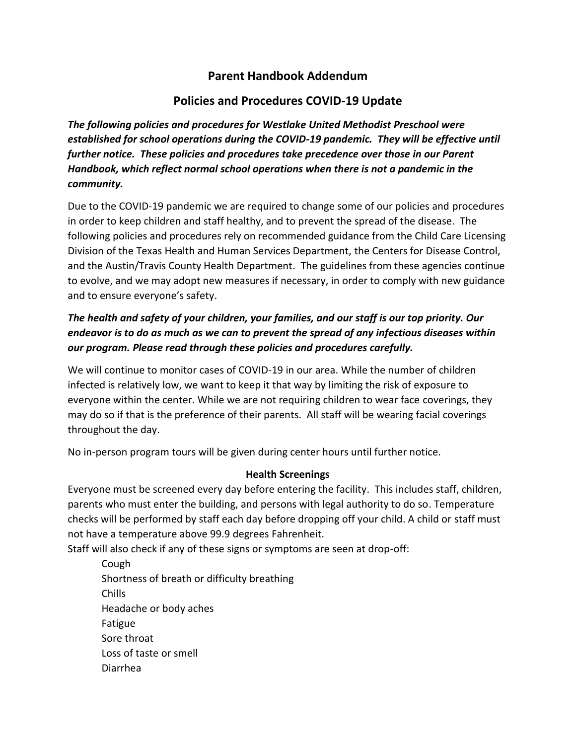# Parent Handbook Addendum

## Policies and Procedures COVID-19 Update

***The following policies and procedures for Westlake United Methodist Preschool were established for school operations during the COVID-19 pandemic. They will be effective until further notice. These policies and procedures take precedence over those in our Parent Handbook, which reflect normal school operations when there is not a pandemic in the community.***

Due to the COVID-19 pandemic we are required to change some of our policies and procedures in order to keep children and staff healthy, and to prevent the spread of the disease. The following policies and procedures rely on recommended guidance from the Child Care Licensing Division of the Texas Health and Human Services Department, the Centers for Disease Control, and the Austin/Travis County Health Department. The guidelines from these agencies continue to evolve, and we may adopt new measures if necessary, in order to comply with new guidance and to ensure everyone's safety.

***The health and safety of your children, your families, and our staff is our top priority. Our endeavor is to do as much as we can to prevent the spread of any infectious diseases within our program. Please read through these policies and procedures carefully.***

We will continue to monitor cases of COVID-19 in our area. While the number of children infected is relatively low, we want to keep it that way by limiting the risk of exposure to everyone within the center. While we are not requiring children to wear face coverings, they may do so if that is the preference of their parents. All staff will be wearing facial coverings throughout the day.

No in-person program tours will be given during center hours until further notice.

### Health Screenings

Everyone must be screened every day before entering the facility. This includes staff, children, parents who must enter the building, and persons with legal authority to do so. Temperature checks will be performed by staff each day before dropping off your child. A child or staff must not have a temperature above 99.9 degrees Fahrenheit.

Staff will also check if any of these signs or symptoms are seen at drop-off:

- Cough
- Shortness of breath or difficulty breathing
- Chills
- Headache or body aches
- Fatigue
- Sore throat
- Loss of taste or smell
- Diarrhea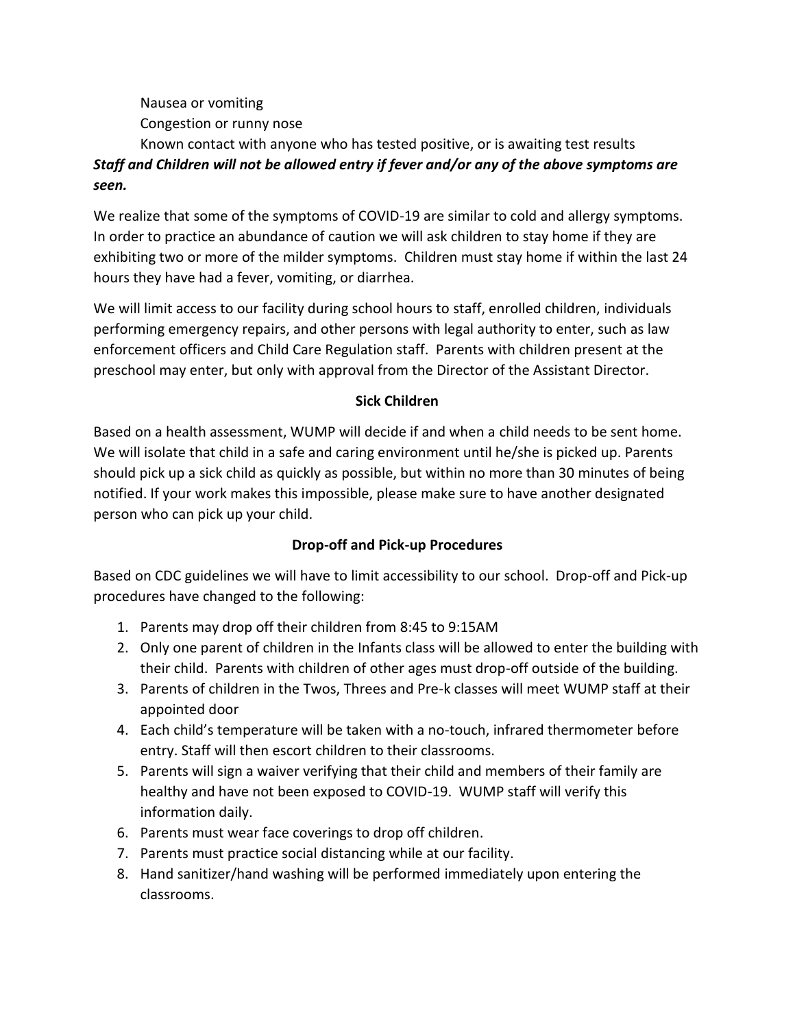Nausea or vomiting

Congestion or runny nose

Known contact with anyone who has tested positive, or is awaiting test results

***Staff and Children will not be allowed entry if fever and/or any of the above symptoms are seen.***

We realize that some of the symptoms of COVID-19 are similar to cold and allergy symptoms. In order to practice an abundance of caution we will ask children to stay home if they are exhibiting two or more of the milder symptoms. Children must stay home if within the last 24 hours they have had a fever, vomiting, or diarrhea.

We will limit access to our facility during school hours to staff, enrolled children, individuals performing emergency repairs, and other persons with legal authority to enter, such as law enforcement officers and Child Care Regulation staff. Parents with children present at the preschool may enter, but only with approval from the Director of the Assistant Director.

## Sick Children

Based on a health assessment, WUMP will decide if and when a child needs to be sent home. We will isolate that child in a safe and caring environment until he/she is picked up. Parents should pick up a sick child as quickly as possible, but within no more than 30 minutes of being notified. If your work makes this impossible, please make sure to have another designated person who can pick up your child.

## Drop-off and Pick-up Procedures

Based on CDC guidelines we will have to limit accessibility to our school. Drop-off and Pick-up procedures have changed to the following:

1. Parents may drop off their children from 8:45 to 9:15AM
2. Only one parent of children in the Infants class will be allowed to enter the building with their child. Parents with children of other ages must drop-off outside of the building.
3. Parents of children in the Twos, Threes and Pre-k classes will meet WUMP staff at their appointed door
4. Each child's temperature will be taken with a no-touch, infrared thermometer before entry. Staff will then escort children to their classrooms.
5. Parents will sign a waiver verifying that their child and members of their family are healthy and have not been exposed to COVID-19. WUMP staff will verify this information daily.
6. Parents must wear face coverings to drop off children.
7. Parents must practice social distancing while at our facility.
8. Hand sanitizer/hand washing will be performed immediately upon entering the classrooms.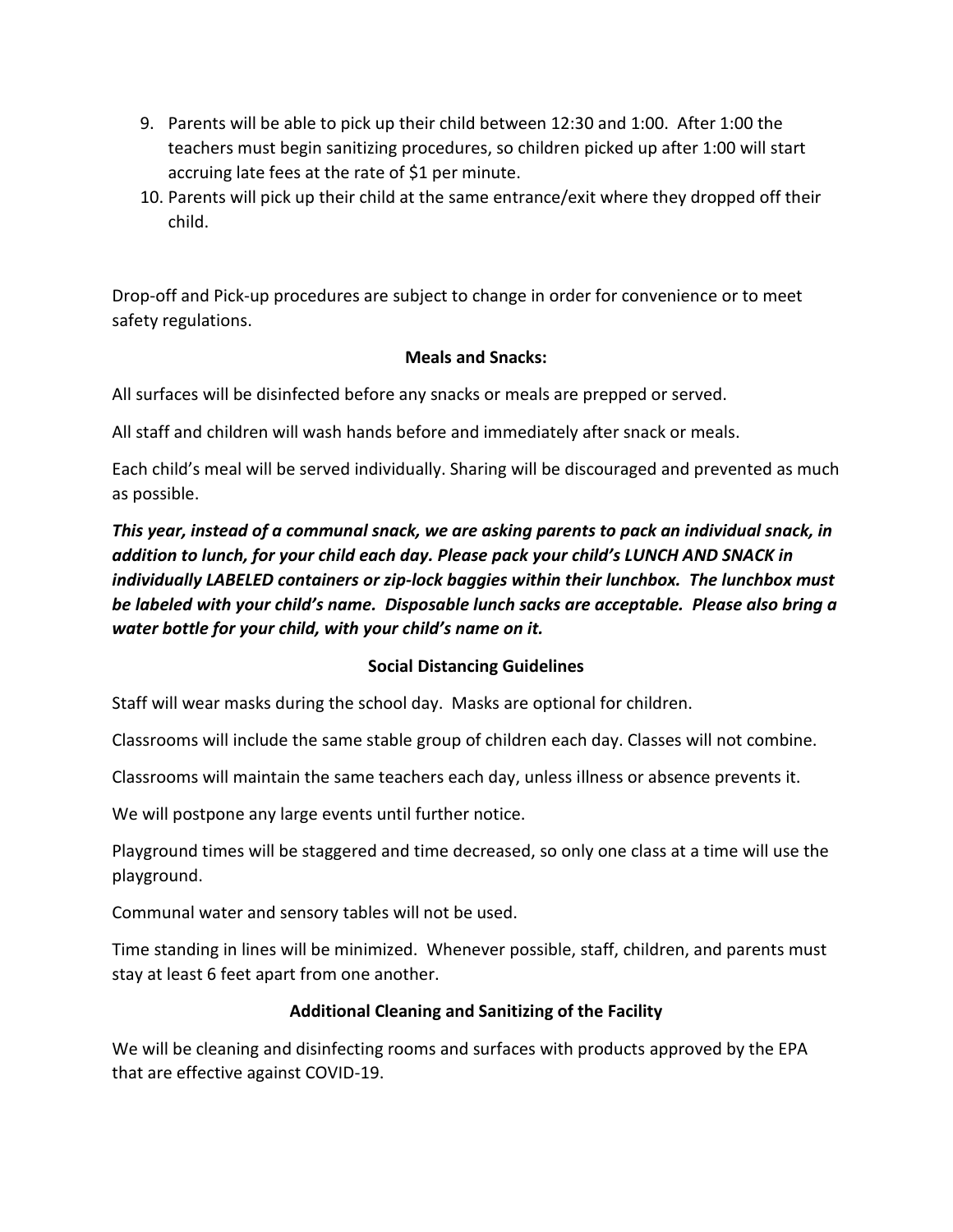9. Parents will be able to pick up their child between 12:30 and 1:00. After 1:00 the teachers must begin sanitizing procedures, so children picked up after 1:00 will start accruing late fees at the rate of $1 per minute.
10. Parents will pick up their child at the same entrance/exit where they dropped off their child.

Drop-off and Pick-up procedures are subject to change in order for convenience or to meet safety regulations.

**Meals and Snacks:**

All surfaces will be disinfected before any snacks or meals are prepped or served.

All staff and children will wash hands before and immediately after snack or meals.

Each child's meal will be served individually. Sharing will be discouraged and prevented as much as possible.

***This year, instead of a communal snack, we are asking parents to pack an individual snack, in addition to lunch, for your child each day. Please pack your child's LUNCH AND SNACK in individually LABELED containers or zip-lock baggies within their lunchbox. The lunchbox must be labeled with your child's name. Disposable lunch sacks are acceptable. Please also bring a water bottle for your child, with your child's name on it.***

**Social Distancing Guidelines**

Staff will wear masks during the school day. Masks are optional for children.

Classrooms will include the same stable group of children each day. Classes will not combine.

Classrooms will maintain the same teachers each day, unless illness or absence prevents it.

We will postpone any large events until further notice.

Playground times will be staggered and time decreased, so only one class at a time will use the playground.

Communal water and sensory tables will not be used.

Time standing in lines will be minimized. Whenever possible, staff, children, and parents must stay at least 6 feet apart from one another.

**Additional Cleaning and Sanitizing of the Facility**

We will be cleaning and disinfecting rooms and surfaces with products approved by the EPA that are effective against COVID-19.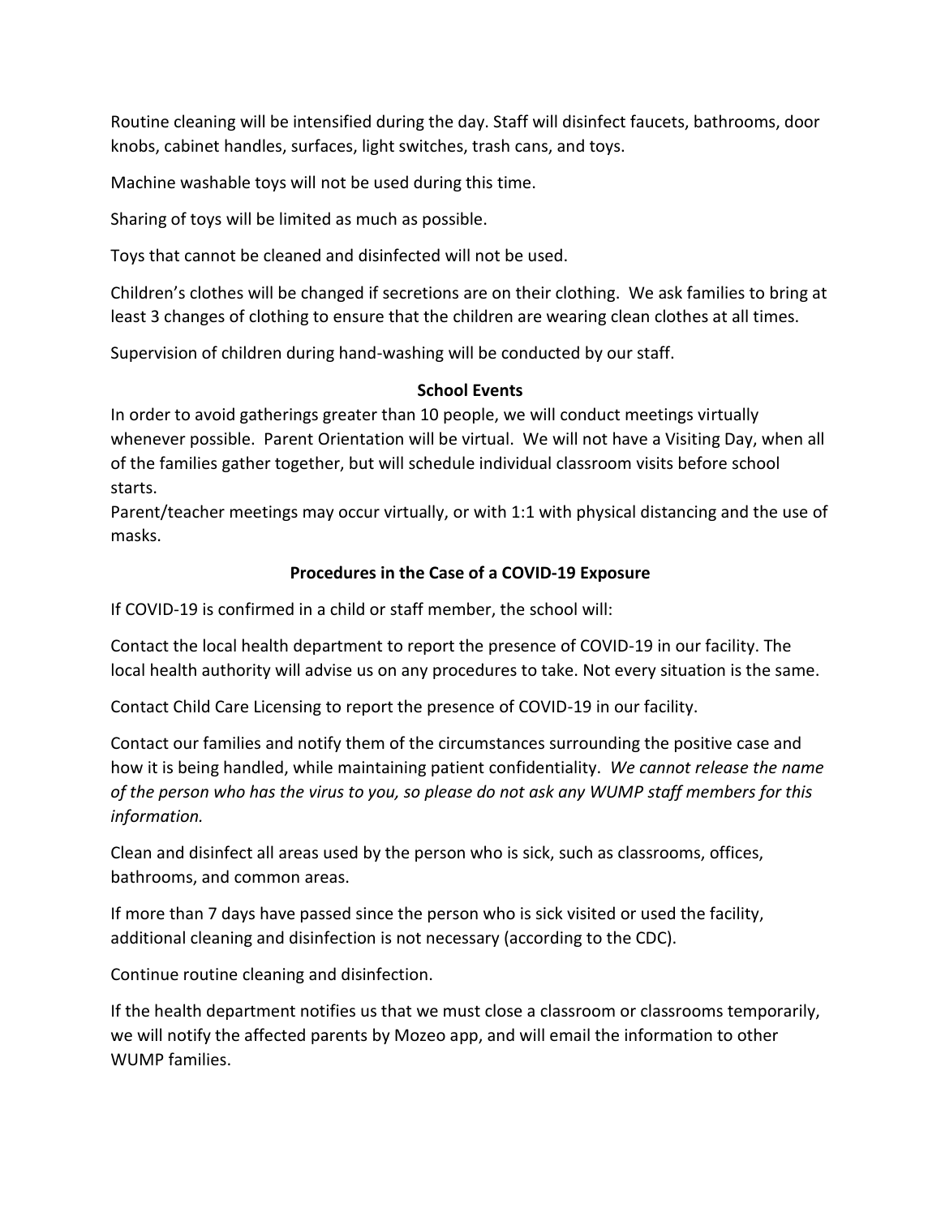Routine cleaning will be intensified during the day. Staff will disinfect faucets, bathrooms, door knobs, cabinet handles, surfaces, light switches, trash cans, and toys.

Machine washable toys will not be used during this time.

Sharing of toys will be limited as much as possible.

Toys that cannot be cleaned and disinfected will not be used.

Children's clothes will be changed if secretions are on their clothing. We ask families to bring at least 3 changes of clothing to ensure that the children are wearing clean clothes at all times.

Supervision of children during hand-washing will be conducted by our staff.

**School Events**

In order to avoid gatherings greater than 10 people, we will conduct meetings virtually whenever possible. Parent Orientation will be virtual. We will not have a Visiting Day, when all of the families gather together, but will schedule individual classroom visits before school starts.

Parent/teacher meetings may occur virtually, or with 1:1 with physical distancing and the use of masks.

**Procedures in the Case of a COVID-19 Exposure**

If COVID-19 is confirmed in a child or staff member, the school will:

Contact the local health department to report the presence of COVID-19 in our facility. The local health authority will advise us on any procedures to take. Not every situation is the same.

Contact Child Care Licensing to report the presence of COVID-19 in our facility.

Contact our families and notify them of the circumstances surrounding the positive case and how it is being handled, while maintaining patient confidentiality. *We cannot release the name of the person who has the virus to you, so please do not ask any WUMP staff members for this information.*

Clean and disinfect all areas used by the person who is sick, such as classrooms, offices, bathrooms, and common areas.

If more than 7 days have passed since the person who is sick visited or used the facility, additional cleaning and disinfection is not necessary (according to the CDC).

Continue routine cleaning and disinfection.

If the health department notifies us that we must close a classroom or classrooms temporarily, we will notify the affected parents by Mozeo app, and will email the information to other WUMP families.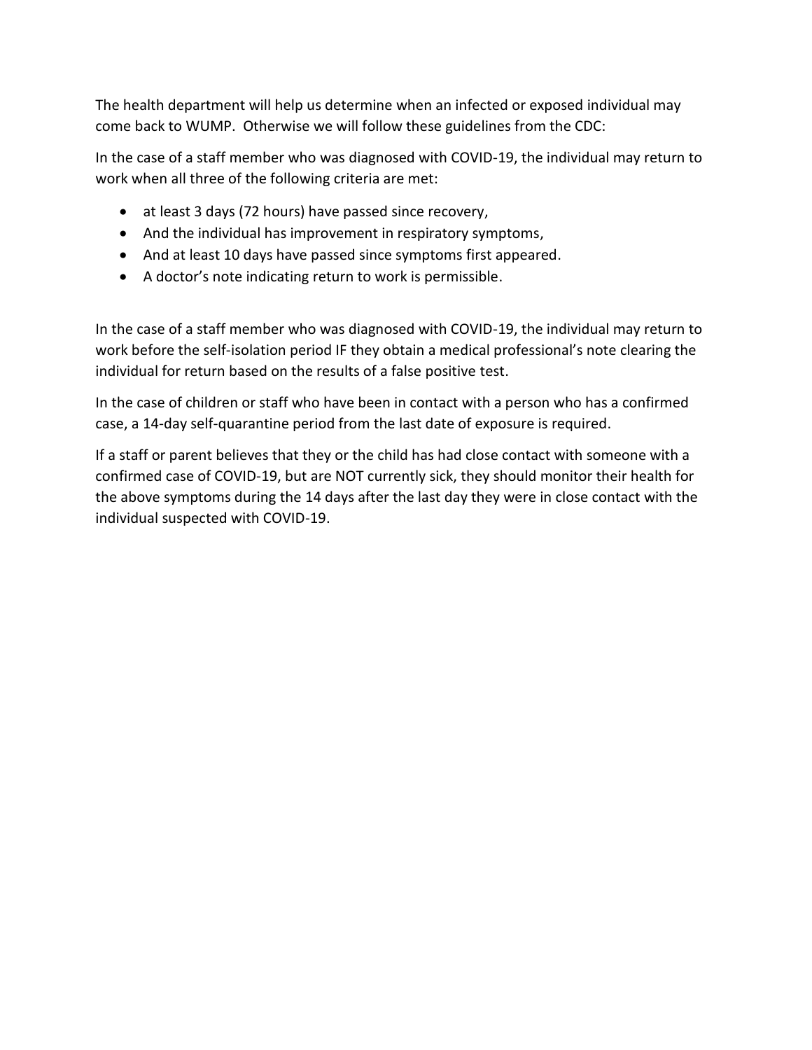The health department will help us determine when an infected or exposed individual may come back to WUMP. Otherwise we will follow these guidelines from the CDC:

In the case of a staff member who was diagnosed with COVID-19, the individual may return to work when all three of the following criteria are met:

- at least 3 days (72 hours) have passed since recovery,
- And the individual has improvement in respiratory symptoms,
- And at least 10 days have passed since symptoms first appeared.
- A doctor's note indicating return to work is permissible.

In the case of a staff member who was diagnosed with COVID-19, the individual may return to work before the self-isolation period IF they obtain a medical professional's note clearing the individual for return based on the results of a false positive test.

In the case of children or staff who have been in contact with a person who has a confirmed case, a 14-day self-quarantine period from the last date of exposure is required.

If a staff or parent believes that they or the child has had close contact with someone with a confirmed case of COVID-19, but are NOT currently sick, they should monitor their health for the above symptoms during the 14 days after the last day they were in close contact with the individual suspected with COVID-19.